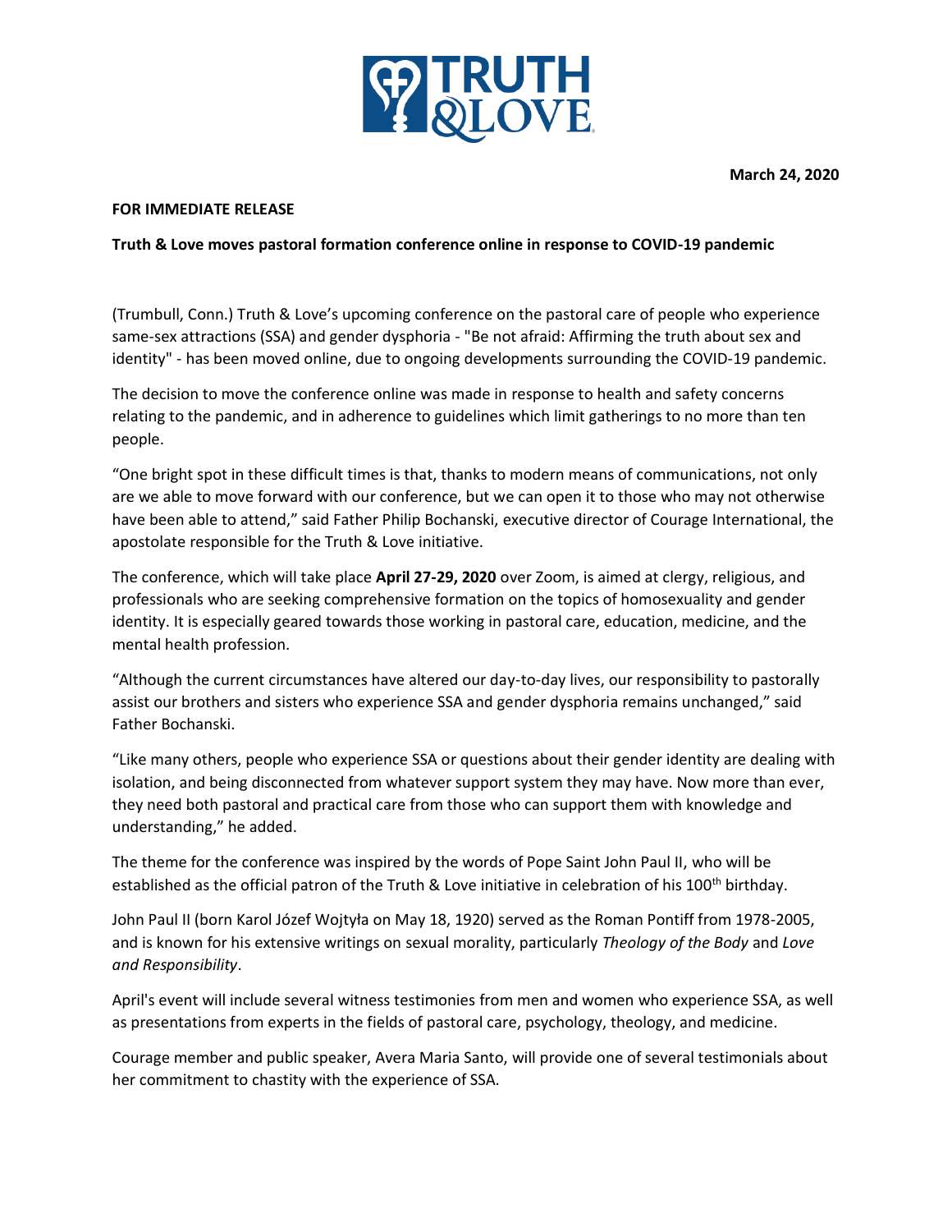**March 24, 2020**

**FOR IMMEDIATE RELEASE**

**Truth & Love moves pastoral formation conference online in response to COVID-19 pandemic**

(Trumbull, Conn.) Truth & Love's upcoming conference on the pastoral care of people who experience same-sex attractions (SSA) and gender dysphoria - "Be not afraid: Affirming the truth about sex and identity" - has been moved online, due to ongoing developments surrounding the COVID-19 pandemic.

The decision to move the conference online was made in response to health and safety concerns relating to the pandemic, and in adherence to guidelines which limit gatherings to no more than ten people.

"One bright spot in these difficult times is that, thanks to modern means of communications, not only are we able to move forward with our conference, but we can open it to those who may not otherwise have been able to attend," said Father Philip Bochanski, executive director of Courage International, the apostolate responsible for the Truth & Love initiative.

The conference, which will take place **April 27-29, 2020** over Zoom, is aimed at clergy, religious, and professionals who are seeking comprehensive formation on the topics of homosexuality and gender identity. It is especially geared towards those working in pastoral care, education, medicine, and the mental health profession.

"Although the current circumstances have altered our day-to-day lives, our responsibility to pastorally assist our brothers and sisters who experience SSA and gender dysphoria remains unchanged," said Father Bochanski.

"Like many others, people who experience SSA or questions about their gender identity are dealing with isolation, and being disconnected from whatever support system they may have. Now more than ever, they need both pastoral and practical care from those who can support them with knowledge and understanding," he added.

The theme for the conference was inspired by the words of Pope Saint John Paul II, who will be established as the official patron of the Truth & Love initiative in celebration of his 100th birthday.

John Paul II (born Karol Józef Wojtyła on May 18, 1920) served as the Roman Pontiff from 1978-2005, and is known for his extensive writings on sexual morality, particularly *Theology of the Body* and *Love and Responsibility*.

April's event will include several witness testimonies from men and women who experience SSA, as well as presentations from experts in the fields of pastoral care, psychology, theology, and medicine.

Courage member and public speaker, Avera Maria Santo, will provide one of several testimonials about her commitment to chastity with the experience of SSA.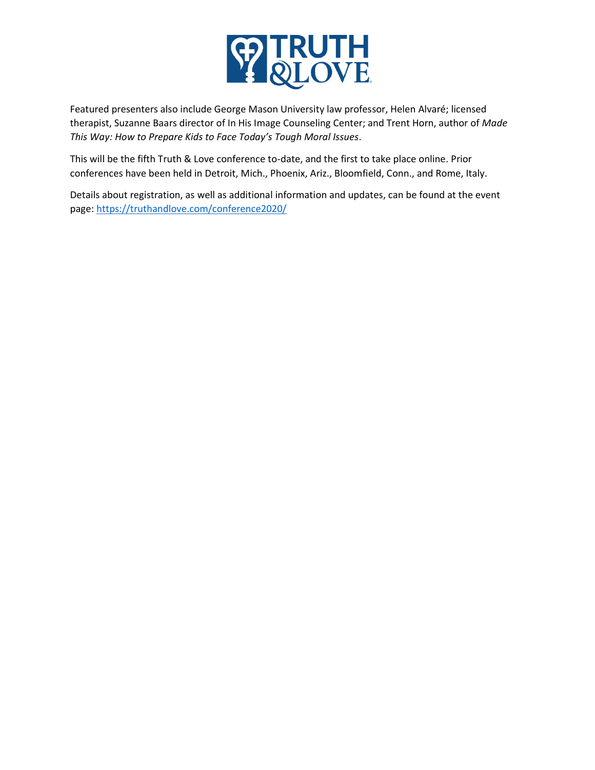Featured presenters also include George Mason University law professor, Helen Alvaré; licensed therapist, Suzanne Baars director of In His Image Counseling Center; and Trent Horn, author of *Made This Way: How to Prepare Kids to Face Today's Tough Moral Issues*.

This will be the fifth Truth & Love conference to-date, and the first to take place online. Prior conferences have been held in Detroit, Mich., Phoenix, Ariz., Bloomfield, Conn., and Rome, Italy.

Details about registration, as well as additional information and updates, can be found at the event page: [https://truthandlove.com/conference2020/](https://truthandlove.com/conference2020/)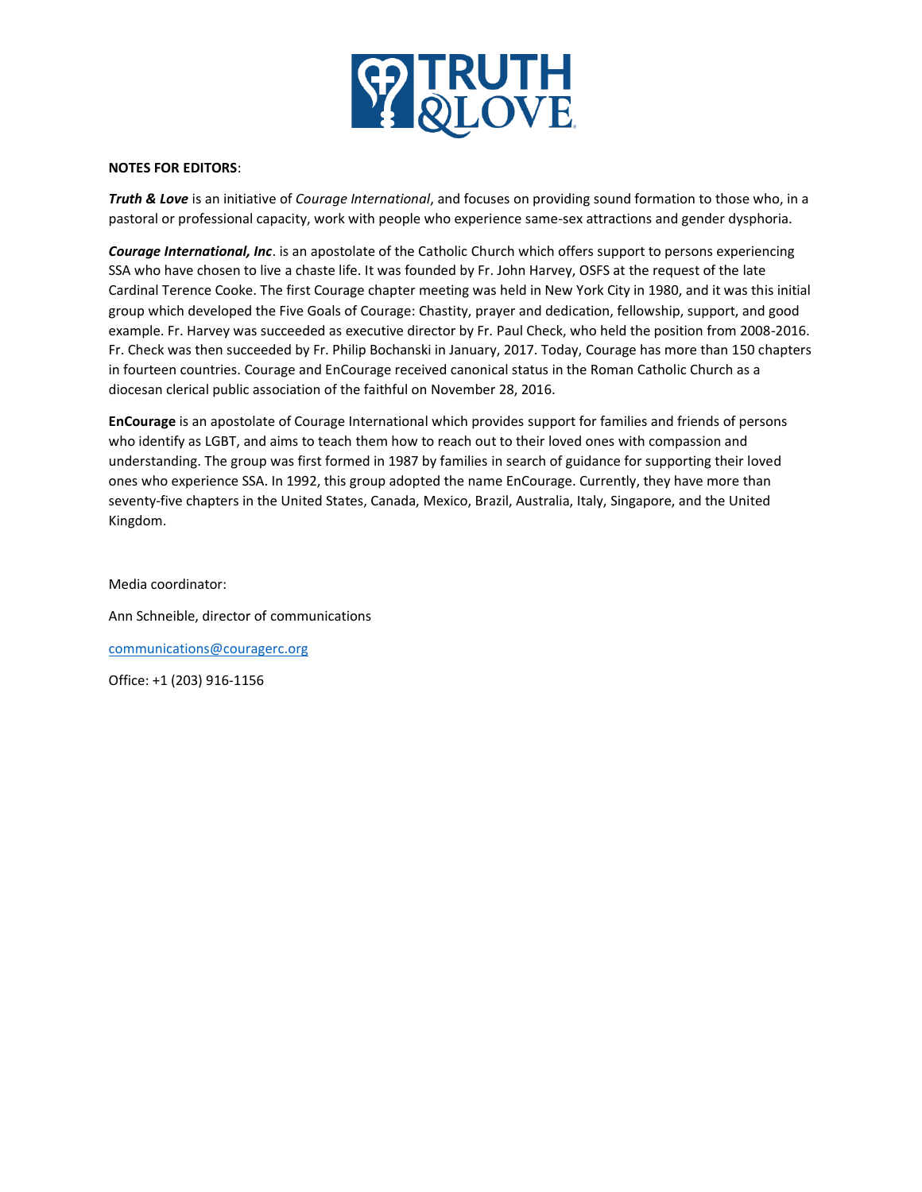**NOTES FOR EDITORS**:

***Truth & Love*** is an initiative of *Courage International*, and focuses on providing sound formation to those who, in a pastoral or professional capacity, work with people who experience same-sex attractions and gender dysphoria.

***Courage International, Inc***. is an apostolate of the Catholic Church which offers support to persons experiencing SSA who have chosen to live a chaste life. It was founded by Fr. John Harvey, OSFS at the request of the late Cardinal Terence Cooke. The first Courage chapter meeting was held in New York City in 1980, and it was this initial group which developed the Five Goals of Courage: Chastity, prayer and dedication, fellowship, support, and good example. Fr. Harvey was succeeded as executive director by Fr. Paul Check, who held the position from 2008-2016. Fr. Check was then succeeded by Fr. Philip Bochanski in January, 2017. Today, Courage has more than 150 chapters in fourteen countries. Courage and EnCourage received canonical status in the Roman Catholic Church as a diocesan clerical public association of the faithful on November 28, 2016.

**EnCourage** is an apostolate of Courage International which provides support for families and friends of persons who identify as LGBT, and aims to teach them how to reach out to their loved ones with compassion and understanding. The group was first formed in 1987 by families in search of guidance for supporting their loved ones who experience SSA. In 1992, this group adopted the name EnCourage. Currently, they have more than seventy-five chapters in the United States, Canada, Mexico, Brazil, Australia, Italy, Singapore, and the United Kingdom.

Media coordinator:

Ann Schneible, director of communications

communications@couragerc.org

Office: +1 (203) 916-1156